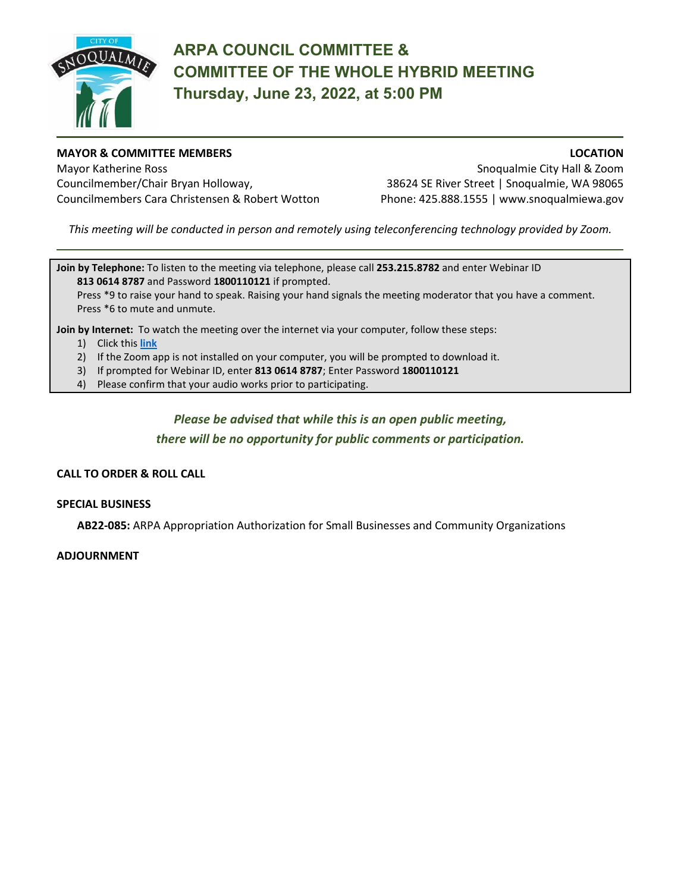# ARPA COUNCIL COMMITTEE & COMMITTEE OF THE WHOLE HYBRID MEETING

## Thursday, June 23, 2022, at 5:00 PM

**MAYOR & COMMITTEE MEMBERS**
Mayor Katherine Ross
Councilmember/Chair Bryan Holloway,
Councilmembers Cara Christensen & Robert Wotton

**LOCATION**
Snoqualmie City Hall & Zoom
38624 SE River Street | Snoqualmie, WA 98065
Phone: 425.888.1555 | www.snoqualmiewa.gov

*This meeting will be conducted in person and remotely using teleconferencing technology provided by Zoom.*

**Join by Telephone:** To listen to the meeting via telephone, please call **253.215.8782** and enter Webinar ID **813 0614 8787** and Password **1800110121** if prompted.
Press *9 to raise your hand to speak. Raising your hand signals the meeting moderator that you have a comment. Press *6 to mute and unmute.

**Join by Internet:** To watch the meeting over the internet via your computer, follow these steps:

1) Click this **link**
2) If the Zoom app is not installed on your computer, you will be prompted to download it.
3) If prompted for Webinar ID, enter **813 0614 8787**; Enter Password **1800110121**
4) Please confirm that your audio works prior to participating.

***Please be advised that while this is an open public meeting, there will be no opportunity for public comments or participation.***

**CALL TO ORDER & ROLL CALL**

**SPECIAL BUSINESS**

**AB22-085:** ARPA Appropriation Authorization for Small Businesses and Community Organizations

**ADJOURNMENT**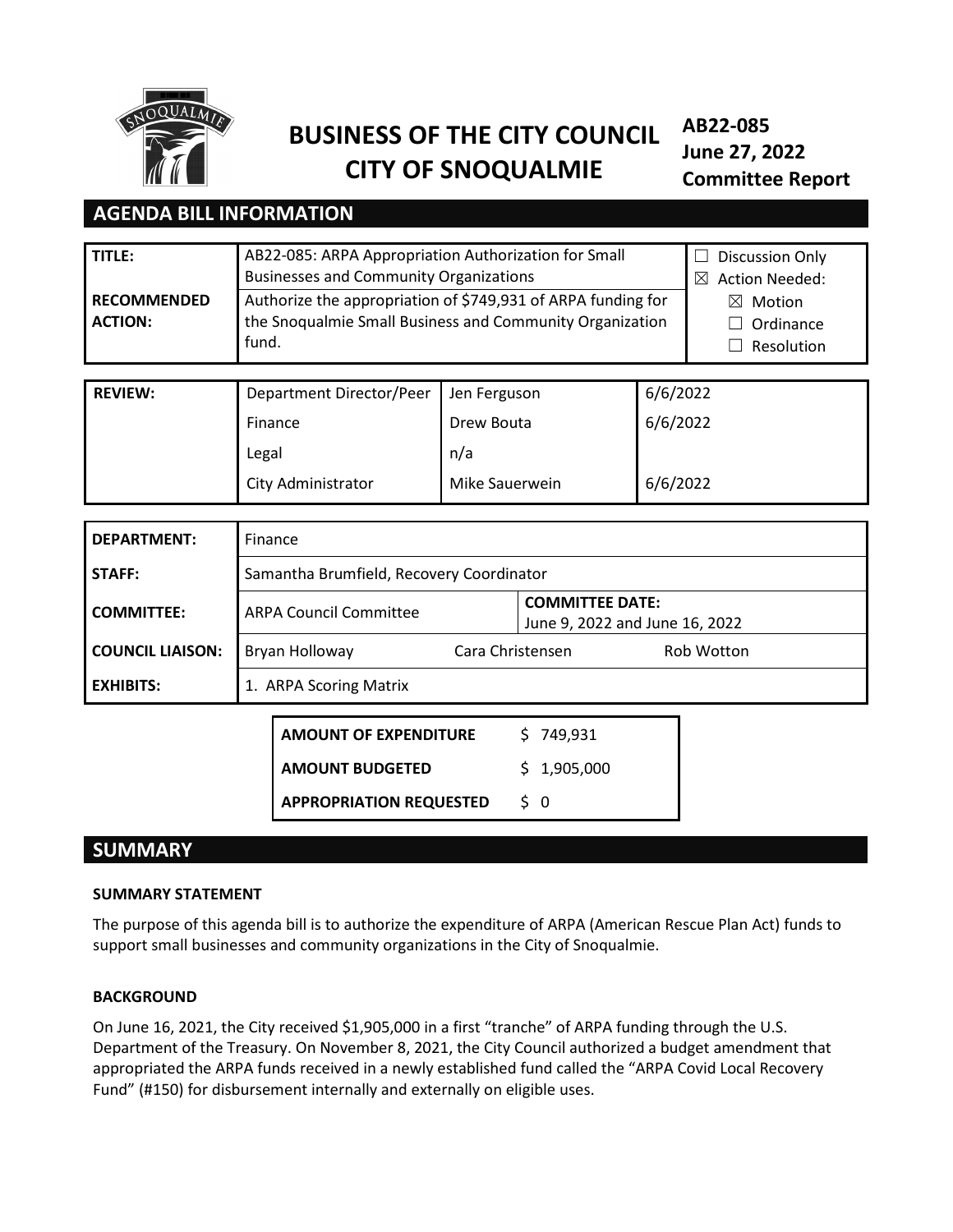# BUSINESS OF THE CITY COUNCIL CITY OF SNOQUALMIE

**AB22-085**
**June 27, 2022**
**Committee Report**

## AGENDA BILL INFORMATION

| | | |
|---|---|---|
| **TITLE:** | AB22-085: ARPA Appropriation Authorization for Small Businesses and Community Organizations | ☐ Discussion Only<br>☒ Action Needed:<br>☒ Motion<br>☐ Ordinance<br>☐ Resolution |
| **RECOMMENDED ACTION:** | Authorize the appropriation of $749,931 of ARPA funding for the Snoqualmie Small Business and Community Organization fund. | |

| | | | |
|---|---|---|---|
| **REVIEW:** | Department Director/Peer | Jen Ferguson | 6/6/2022 |
| | Finance | Drew Bouta | 6/6/2022 |
| | Legal | n/a | |
| | City Administrator | Mike Sauerwein | 6/6/2022 |

| | | | |
|---|---|---|---|
| **DEPARTMENT:** | Finance | | |
| **STAFF:** | Samantha Brumfield, Recovery Coordinator | | |
| **COMMITTEE:** | ARPA Council Committee | **COMMITTEE DATE:** June 9, 2022 and June 16, 2022 | |
| **COUNCIL LIAISON:** | Bryan Holloway | Cara Christensen | Rob Wotton |
| **EXHIBITS:** | 1. ARPA Scoring Matrix | | |

| | |
|---|---|
| **AMOUNT OF EXPENDITURE** | $ 749,931 |
| **AMOUNT BUDGETED** | $ 1,905,000 |
| **APPROPRIATION REQUESTED** | $ 0 |

## SUMMARY

### SUMMARY STATEMENT

The purpose of this agenda bill is to authorize the expenditure of ARPA (American Rescue Plan Act) funds to support small businesses and community organizations in the City of Snoqualmie.

### BACKGROUND

On June 16, 2021, the City received $1,905,000 in a first "tranche" of ARPA funding through the U.S. Department of the Treasury. On November 8, 2021, the City Council authorized a budget amendment that appropriated the ARPA funds received in a newly established fund called the "ARPA Covid Local Recovery Fund" (#150) for disbursement internally and externally on eligible uses.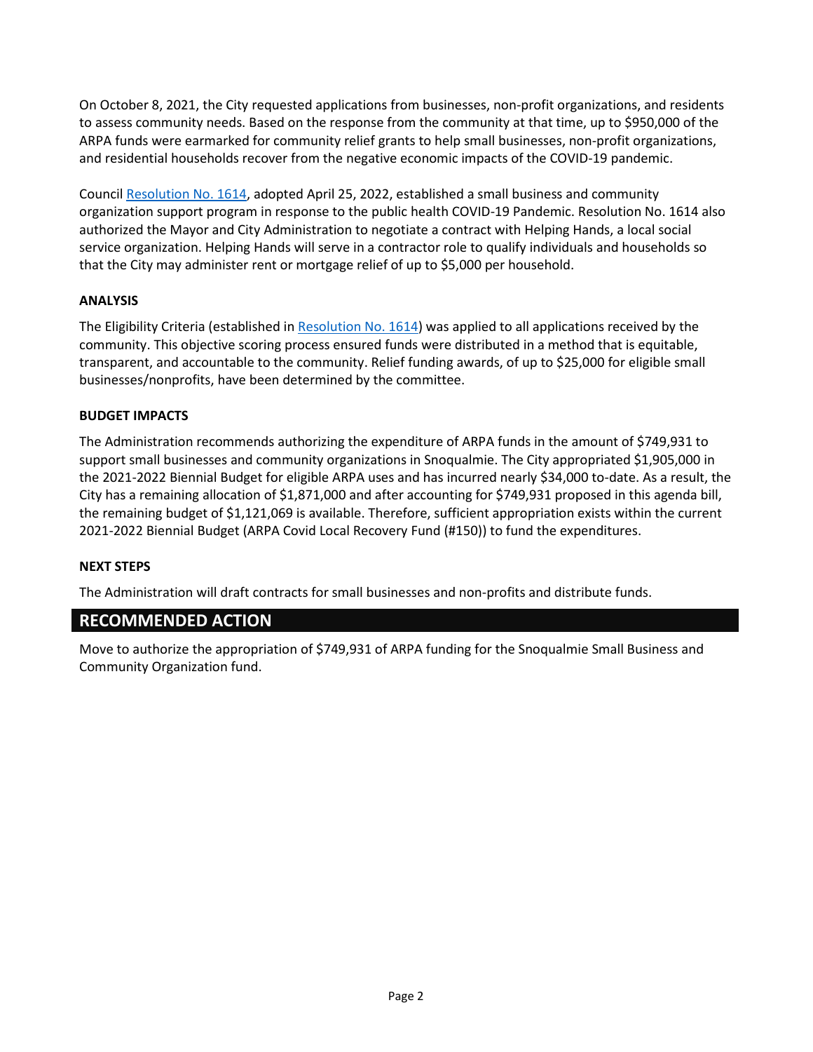On October 8, 2021, the City requested applications from businesses, non-profit organizations, and residents to assess community needs. Based on the response from the community at that time, up to $950,000 of the ARPA funds were earmarked for community relief grants to help small businesses, non-profit organizations, and residential households recover from the negative economic impacts of the COVID-19 pandemic.

Council [Resolution No. 1614](), adopted April 25, 2022, established a small business and community organization support program in response to the public health COVID-19 Pandemic. Resolution No. 1614 also authorized the Mayor and City Administration to negotiate a contract with Helping Hands, a local social service organization. Helping Hands will serve in a contractor role to qualify individuals and households so that the City may administer rent or mortgage relief of up to $5,000 per household.

**ANALYSIS**

The Eligibility Criteria (established in [Resolution No. 1614]()) was applied to all applications received by the community. This objective scoring process ensured funds were distributed in a method that is equitable, transparent, and accountable to the community. Relief funding awards, of up to $25,000 for eligible small businesses/nonprofits, have been determined by the committee.

**BUDGET IMPACTS**

The Administration recommends authorizing the expenditure of ARPA funds in the amount of $749,931 to support small businesses and community organizations in Snoqualmie. The City appropriated $1,905,000 in the 2021-2022 Biennial Budget for eligible ARPA uses and has incurred nearly $34,000 to-date. As a result, the City has a remaining allocation of $1,871,000 and after accounting for $749,931 proposed in this agenda bill, the remaining budget of $1,121,069 is available. Therefore, sufficient appropriation exists within the current 2021-2022 Biennial Budget (ARPA Covid Local Recovery Fund (#150)) to fund the expenditures.

**NEXT STEPS**

The Administration will draft contracts for small businesses and non-profits and distribute funds.

## RECOMMENDED ACTION

Move to authorize the appropriation of $749,931 of ARPA funding for the Snoqualmie Small Business and Community Organization fund.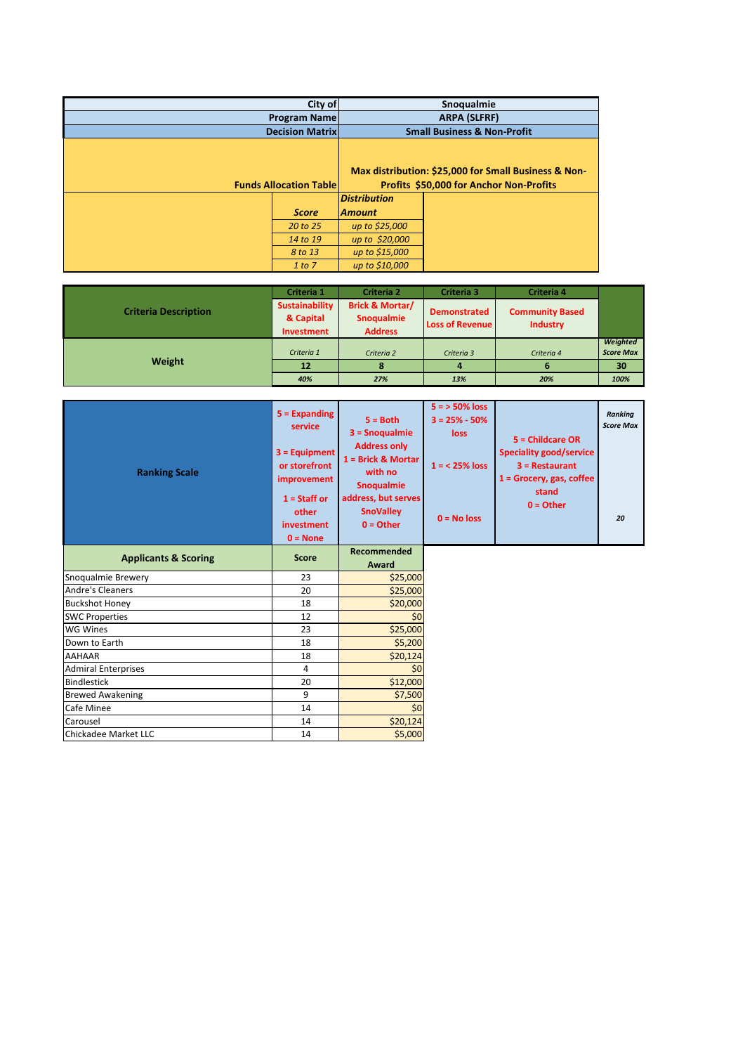| City of | Snoqualmie |
|---|---|
| Program Name | ARPA (SLFRF) |
| Decision Matrix | Small Business & Non-Profit |
| Funds Allocation Table | Max distribution: $25,000 for Small Business & Non-Profits $50,000 for Anchor Non-Profits |

| *Score* | *Distribution Amount* |
|---|---|
| *20 to 25* | *up to $25,000* |
| *14 to 19* | *up to $20,000* |
| *8 to 13* | *up to $15,000* |
| *1 to 7* | *up to $10,000* |

| | Criteria 1 | Criteria 2 | Criteria 3 | Criteria 4 | |
|---|---|---|---|---|---|
| **Criteria Description** | Sustainability & Capital Investment | Brick & Mortar/ Snoqualmie Address | Demonstrated Loss of Revenue | Community Based Industry | |
| **Weight** | *Criteria 1* | *Criteria 2* | *Criteria 3* | *Criteria 4* | *Weighted Score Max* |
| | 12 | 8 | 4 | 6 | 30 |
| | *40%* | *27%* | *13%* | *20%* | *100%* |
| **Ranking Scale** | 5 = Expanding service<br>3 = Equipment or storefront improvement<br>1 = Staff or other investment<br>0 = None | 5 = Both<br>3 = Snoqualmie Address only<br>1 = Brick & Mortar with no Snoqualmie address, but serves SnoValley<br>0 = Other | 5 = > 50% loss<br>3 = 25% - 50% loss<br>1 = < 25% loss<br>0 = No loss | 5 = Childcare OR Speciality good/service<br>3 = Restaurant<br>1 = Grocery, gas, coffee stand<br>0 = Other | *Ranking Score Max*<br>*20* |

| Applicants & Scoring | Score | Recommended Award |
|---|---|---|
| Snoqualmie Brewery | 23 | $25,000 |
| Andre's Cleaners | 20 | $25,000 |
| Buckshot Honey | 18 | $20,000 |
| SWC Properties | 12 | $0 |
| WG Wines | 23 | $25,000 |
| Down to Earth | 18 | $5,200 |
| AAHAAR | 18 | $20,124 |
| Admiral Enterprises | 4 | $0 |
| Bindlestick | 20 | $12,000 |
| Brewed Awakening | 9 | $7,500 |
| Cafe Minee | 14 | $0 |
| Carousel | 14 | $20,124 |
| Chickadee Market LLC | 14 | $5,000 |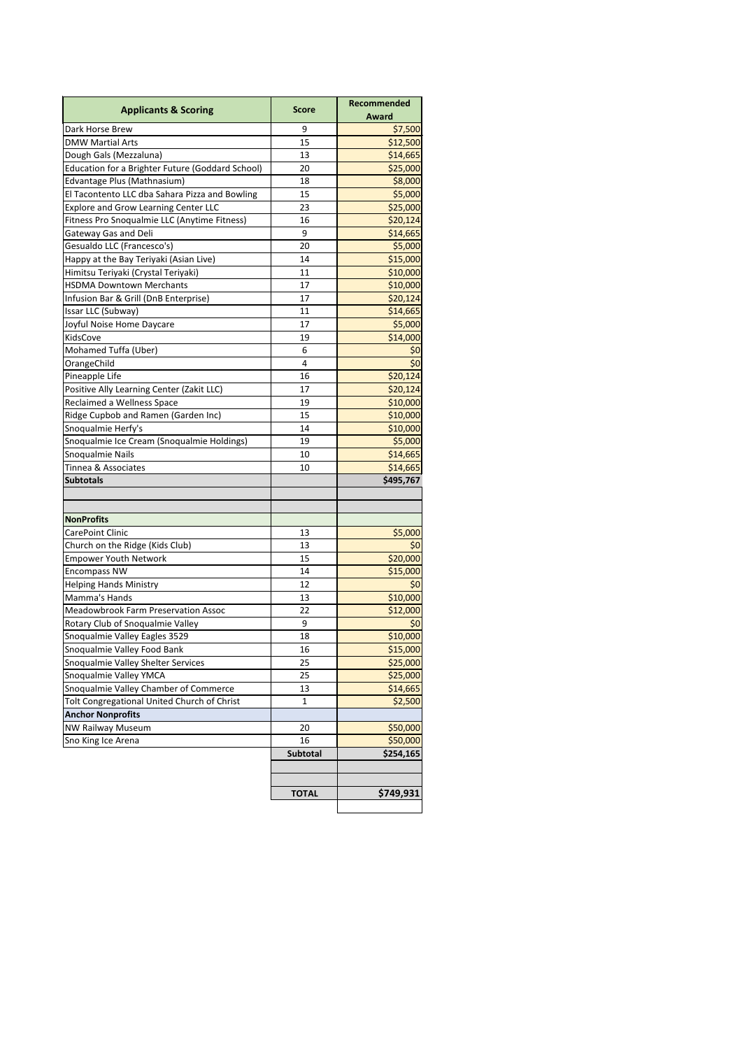| Applicants & Scoring | Score | Recommended Award |
|---|---|---|
| Dark Horse Brew | 9 | $7,500 |
| DMW Martial Arts | 15 | $12,500 |
| Dough Gals (Mezzaluna) | 13 | $14,665 |
| Education for a Brighter Future (Goddard School) | 20 | $25,000 |
| Edvantage Plus (Mathnasium) | 18 | $8,000 |
| El Tacontento LLC dba Sahara Pizza and Bowling | 15 | $5,000 |
| Explore and Grow Learning Center LLC | 23 | $25,000 |
| Fitness Pro Snoqualmie LLC (Anytime Fitness) | 16 | $20,124 |
| Gateway Gas and Deli | 9 | $14,665 |
| Gesualdo LLC (Francesco's) | 20 | $5,000 |
| Happy at the Bay Teriyaki (Asian Live) | 14 | $15,000 |
| Himitsu Teriyaki (Crystal Teriyaki) | 11 | $10,000 |
| HSDMA Downtown Merchants | 17 | $10,000 |
| Infusion Bar & Grill (DnB Enterprise) | 17 | $20,124 |
| Issar LLC (Subway) | 11 | $14,665 |
| Joyful Noise Home Daycare | 17 | $5,000 |
| KidsCove | 19 | $14,000 |
| Mohamed Tuffa (Uber) | 6 | $0 |
| OrangeChild | 4 | $0 |
| Pineapple Life | 16 | $20,124 |
| Positive Ally Learning Center (Zakit LLC) | 17 | $20,124 |
| Reclaimed a Wellness Space | 19 | $10,000 |
| Ridge Cupbob and Ramen (Garden Inc) | 15 | $10,000 |
| Snoqualmie Herfy's | 14 | $10,000 |
| Snoqualmie Ice Cream (Snoqualmie Holdings) | 19 | $5,000 |
| Snoqualmie Nails | 10 | $14,665 |
| Tinnea & Associates | 10 | $14,665 |
| **Subtotals** | | **$495,767** |
| | | |
| | | |
| **NonProfits** | | |
| CarePoint Clinic | 13 | $5,000 |
| Church on the Ridge (Kids Club) | 13 | $0 |
| Empower Youth Network | 15 | $20,000 |
| Encompass NW | 14 | $15,000 |
| Helping Hands Ministry | 12 | $0 |
| Mamma's Hands | 13 | $10,000 |
| Meadowbrook Farm Preservation Assoc | 22 | $12,000 |
| Rotary Club of Snoqualmie Valley | 9 | $0 |
| Snoqualmie Valley Eagles 3529 | 18 | $10,000 |
| Snoqualmie Valley Food Bank | 16 | $15,000 |
| Snoqualmie Valley Shelter Services | 25 | $25,000 |
| Snoqualmie Valley YMCA | 25 | $25,000 |
| Snoqualmie Valley Chamber of Commerce | 13 | $14,665 |
| Tolt Congregational United Church of Christ | 1 | $2,500 |
| **Anchor Nonprofits** | | |
| NW Railway Museum | 20 | $50,000 |
| Sno King Ice Arena | 16 | $50,000 |
| | **Subtotal** | **$254,165** |
| | | |
| | | |
| | **TOTAL** | **$749,931** |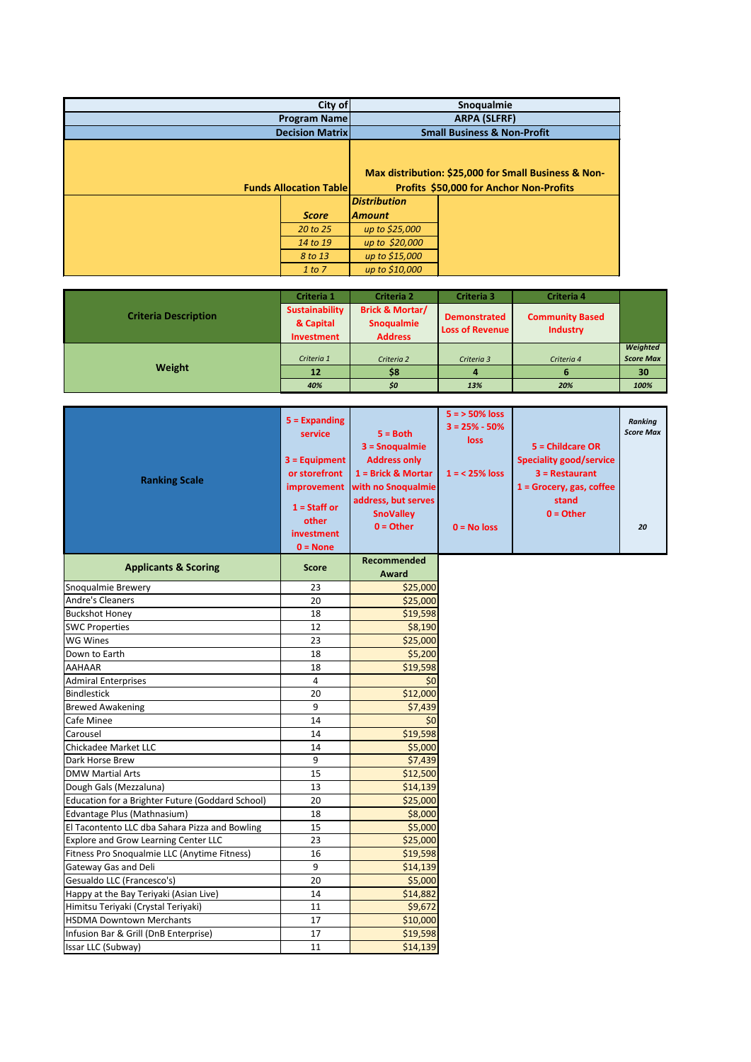| City of | Snoqualmie | |
|---|---|---|
| Program Name | ARPA (SLFRF) | |
| Decision Matrix | Small Business & Non-Profit | |
| Funds Allocation Table | Max distribution: $25,000 for Small Business & Non-Profits $50,000 for Anchor Non-Profits | |

| Score | Distribution Amount |
|---|---|
| 20 to 25 | up to $25,000 |
| 14 to 19 | up to $20,000 |
| 8 to 13 | up to $15,000 |
| 1 to 7 | up to $10,000 |

| Criteria Description | Criteria 1 | Criteria 2 | Criteria 3 | Criteria 4 | |
|---|---|---|---|---|---|
| | Sustainability & Capital Investment | Brick & Mortar/ Snoqualmie Address | Demonstrated Loss of Revenue | Community Based Industry | |
| Weight | Criteria 1 | Criteria 2 | Criteria 3 | Criteria 4 | Weighted Score Max |
| | 12 | $8 | 4 | 6 | 30 |
| | 40% | $0 | 13% | 20% | 100% |
| Ranking Scale | 5 = Expanding service<br>3 = Equipment or storefront improvement<br>1 = Staff or other investment<br>0 = None | 5 = Both<br>3 = Snoqualmie Address only<br>1 = Brick & Mortar with no Snoqualmie address, but serves SnoValley<br>0 = Other | 5 = > 50% loss<br>3 = 25% - 50% loss<br>1 = < 25% loss<br>0 = No loss | 5 = Childcare OR Speciality good/service<br>3 = Restaurant<br>1 = Grocery, gas, coffee stand<br>0 = Other | Ranking Score Max<br>20 |

| Applicants & Scoring | Score | Recommended Award |
|---|---|---|
| Snoqualmie Brewery | 23 | $25,000 |
| Andre's Cleaners | 20 | $25,000 |
| Buckshot Honey | 18 | $19,598 |
| SWC Properties | 12 | $8,190 |
| WG Wines | 23 | $25,000 |
| Down to Earth | 18 | $5,200 |
| AAHAAR | 18 | $19,598 |
| Admiral Enterprises | 4 | $0 |
| Bindlestick | 20 | $12,000 |
| Brewed Awakening | 9 | $7,439 |
| Cafe Minee | 14 | $0 |
| Carousel | 14 | $19,598 |
| Chickadee Market LLC | 14 | $5,000 |
| Dark Horse Brew | 9 | $7,439 |
| DMW Martial Arts | 15 | $12,500 |
| Dough Gals (Mezzaluna) | 13 | $14,139 |
| Education for a Brighter Future (Goddard School) | 20 | $25,000 |
| Edvantage Plus (Mathnasium) | 18 | $8,000 |
| El Tacontento LLC dba Sahara Pizza and Bowling | 15 | $5,000 |
| Explore and Grow Learning Center LLC | 23 | $25,000 |
| Fitness Pro Snoqualmie LLC (Anytime Fitness) | 16 | $19,598 |
| Gateway Gas and Deli | 9 | $14,139 |
| Gesualdo LLC (Francesco's) | 20 | $5,000 |
| Happy at the Bay Teriyaki (Asian Live) | 14 | $14,882 |
| Himitsu Teriyaki (Crystal Teriyaki) | 11 | $9,672 |
| HSDMA Downtown Merchants | 17 | $10,000 |
| Infusion Bar & Grill (DnB Enterprise) | 17 | $19,598 |
| Issar LLC (Subway) | 11 | $14,139 |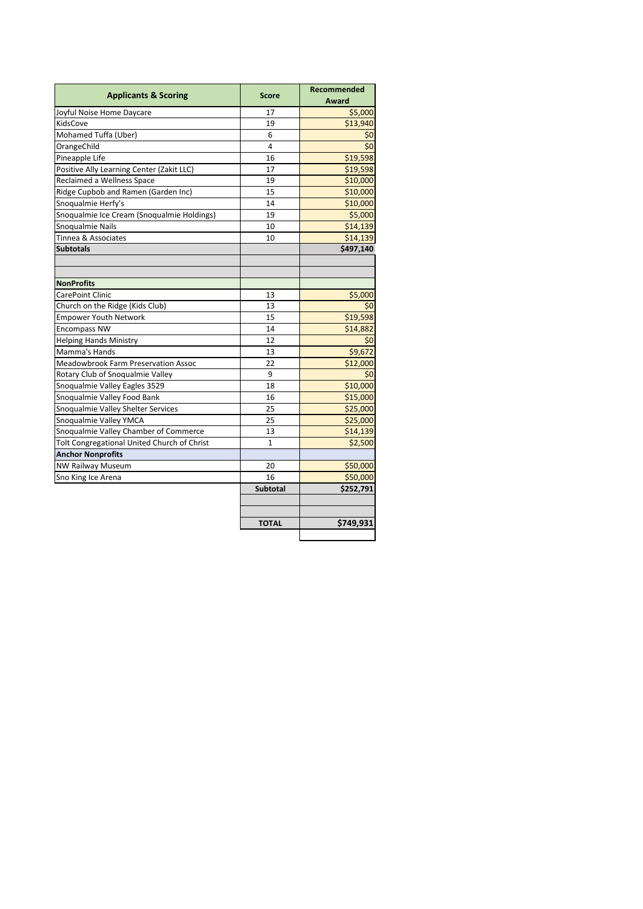| Applicants & Scoring | Score | Recommended Award |
|---|---|---|
| Joyful Noise Home Daycare | 17 | $5,000 |
| KidsCove | 19 | $13,940 |
| Mohamed Tuffa (Uber) | 6 | $0 |
| OrangeChild | 4 | $0 |
| Pineapple Life | 16 | $19,598 |
| Positive Ally Learning Center (Zakit LLC) | 17 | $19,598 |
| Reclaimed a Wellness Space | 19 | $10,000 |
| Ridge Cupbob and Ramen (Garden Inc) | 15 | $10,000 |
| Snoqualmie Herfy's | 14 | $10,000 |
| Snoqualmie Ice Cream (Snoqualmie Holdings) | 19 | $5,000 |
| Snoqualmie Nails | 10 | $14,139 |
| Tinnea & Associates | 10 | $14,139 |
| **Subtotals** | | **$497,140** |
| | | |
| | | |
| **NonProfits** | | |
| CarePoint Clinic | 13 | $5,000 |
| Church on the Ridge (Kids Club) | 13 | $0 |
| Empower Youth Network | 15 | $19,598 |
| Encompass NW | 14 | $14,882 |
| Helping Hands Ministry | 12 | $0 |
| Mamma's Hands | 13 | $9,672 |
| Meadowbrook Farm Preservation Assoc | 22 | $12,000 |
| Rotary Club of Snoqualmie Valley | 9 | $0 |
| Snoqualmie Valley Eagles 3529 | 18 | $10,000 |
| Snoqualmie Valley Food Bank | 16 | $15,000 |
| Snoqualmie Valley Shelter Services | 25 | $25,000 |
| Snoqualmie Valley YMCA | 25 | $25,000 |
| Snoqualmie Valley Chamber of Commerce | 13 | $14,139 |
| Tolt Congregational United Church of Christ | 1 | $2,500 |
| **Anchor Nonprofits** | | |
| NW Railway Museum | 20 | $50,000 |
| Sno King Ice Arena | 16 | $50,000 |
| | **Subtotal** | **$252,791** |
| | | |
| | | |
| | **TOTAL** | **$749,931** |